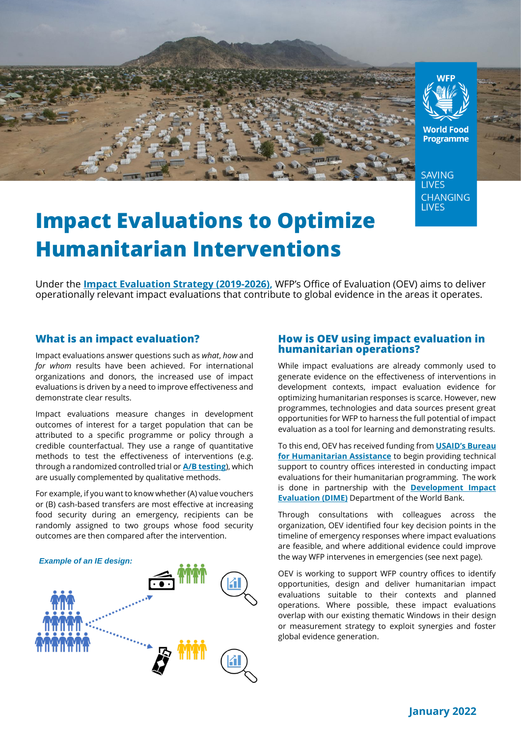WFP
World Food Programme

SAVING LIVES
CHANGING LIVES

# Impact Evaluations to Optimize Humanitarian Interventions

Under the **Impact Evaluation Strategy (2019-2026)**, WFP's Office of Evaluation (OEV) aims to deliver operationally relevant impact evaluations that contribute to global evidence in the areas it operates.

## What is an impact evaluation?

Impact evaluations answer questions such as *what*, *how* and *for whom* results have been achieved. For international organizations and donors, the increased use of impact evaluations is driven by a need to improve effectiveness and demonstrate clear results.

Impact evaluations measure changes in development outcomes of interest for a target population that can be attributed to a specific programme or policy through a credible counterfactual. They use a range of quantitative methods to test the effectiveness of interventions (e.g. through a randomized controlled trial or **A/B testing**), which are usually complemented by qualitative methods.

For example, if you want to know whether (A) value vouchers or (B) cash-based transfers are most effective at increasing food security during an emergency, recipients can be randomly assigned to two groups whose food security outcomes are then compared after the intervention.

*Example of an IE design:*

## How is OEV using impact evaluation in humanitarian operations?

While impact evaluations are already commonly used to generate evidence on the effectiveness of interventions in development contexts, impact evaluation evidence for optimizing humanitarian responses is scarce. However, new programmes, technologies and data sources present great opportunities for WFP to harness the full potential of impact evaluation as a tool for learning and demonstrating results.

To this end, OEV has received funding from **USAID's Bureau for Humanitarian Assistance** to begin providing technical support to country offices interested in conducting impact evaluations for their humanitarian programming. The work is done in partnership with the **Development Impact Evaluation (DIME)** Department of the World Bank.

Through consultations with colleagues across the organization, OEV identified four key decision points in the timeline of emergency responses where impact evaluations are feasible, and where additional evidence could improve the way WFP intervenes in emergencies (see next page).

OEV is working to support WFP country offices to identify opportunities, design and deliver humanitarian impact evaluations suitable to their contexts and planned operations. Where possible, these impact evaluations overlap with our existing thematic Windows in their design or measurement strategy to exploit synergies and foster global evidence generation.

**January 2022**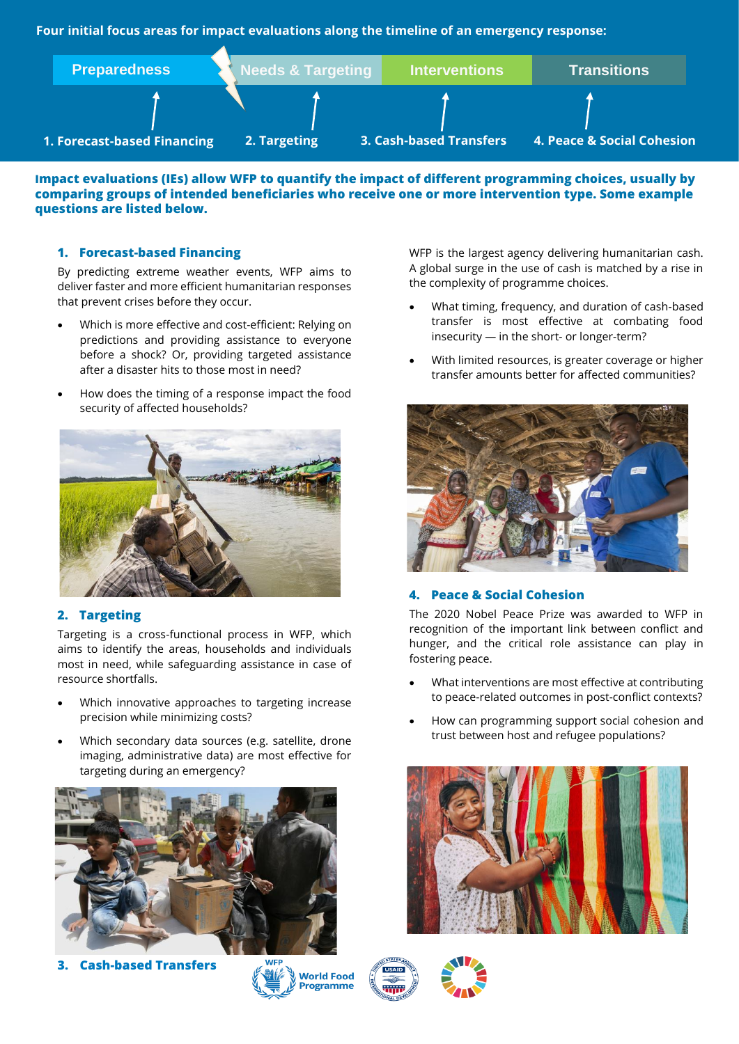Four initial focus areas for impact evaluations along the timeline of an emergency response:

Preparedness | Needs & Targeting | Interventions | Transitions

1. Forecast-based Financing
2. Targeting
3. Cash-based Transfers
4. Peace & Social Cohesion

**Impact evaluations (IEs) allow WFP to quantify the impact of different programming choices, usually by comparing groups of intended beneficiaries who receive one or more intervention type. Some example questions are listed below.**

## 1. Forecast-based Financing

By predicting extreme weather events, WFP aims to deliver faster and more efficient humanitarian responses that prevent crises before they occur.

- Which is more effective and cost-efficient: Relying on predictions and providing assistance to everyone before a shock? Or, providing targeted assistance after a disaster hits to those most in need?
- How does the timing of a response impact the food security of affected households?

## 2. Targeting

Targeting is a cross-functional process in WFP, which aims to identify the areas, households and individuals most in need, while safeguarding assistance in case of resource shortfalls.

- Which innovative approaches to targeting increase precision while minimizing costs?
- Which secondary data sources (e.g. satellite, drone imaging, administrative data) are most effective for targeting during an emergency?

## 3. Cash-based Transfers

WFP is the largest agency delivering humanitarian cash. A global surge in the use of cash is matched by a rise in the complexity of programme choices.

- What timing, frequency, and duration of cash-based transfer is most effective at combating food insecurity — in the short- or longer-term?
- With limited resources, is greater coverage or higher transfer amounts better for affected communities?

## 4. Peace & Social Cohesion

The 2020 Nobel Peace Prize was awarded to WFP in recognition of the important link between conflict and hunger, and the critical role assistance can play in fostering peace.

- What interventions are most effective at contributing to peace-related outcomes in post-conflict contexts?
- How can programming support social cohesion and trust between host and refugee populations?

WFP World Food Programme